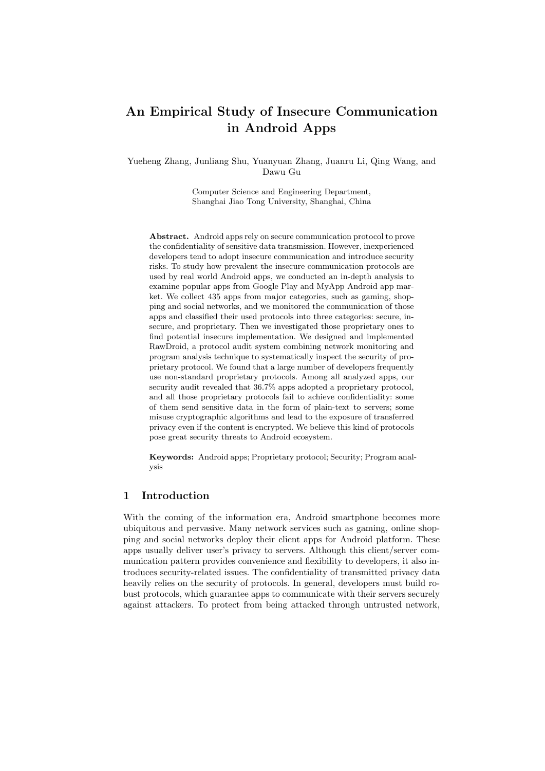# An Empirical Study of Insecure Communication in Android Apps

Yueheng Zhang, Junliang Shu, Yuanyuan Zhang, Juanru Li, Qing Wang, and Dawu Gu

Computer Science and Engineering Department,
Shanghai Jiao Tong University, Shanghai, China

**Abstract.** Android apps rely on secure communication protocol to prove the confidentiality of sensitive data transmission. However, inexperienced developers tend to adopt insecure communication and introduce security risks. To study how prevalent the insecure communication protocols are used by real world Android apps, we conducted an in-depth analysis to examine popular apps from Google Play and MyApp Android app market. We collect 435 apps from major categories, such as gaming, shopping and social networks, and we monitored the communication of those apps and classified their used protocols into three categories: secure, insecure, and proprietary. Then we investigated those proprietary ones to find potential insecure implementation. We designed and implemented RawDroid, a protocol audit system combining network monitoring and program analysis technique to systematically inspect the security of proprietary protocol. We found that a large number of developers frequently use non-standard proprietary protocols. Among all analyzed apps, our security audit revealed that 36.7% apps adopted a proprietary protocol, and all those proprietary protocols fail to achieve confidentiality: some of them send sensitive data in the form of plain-text to servers; some misuse cryptographic algorithms and lead to the exposure of transferred privacy even if the content is encrypted. We believe this kind of protocols pose great security threats to Android ecosystem.

**Keywords:** Android apps; Proprietary protocol; Security; Program analysis

## 1 Introduction

With the coming of the information era, Android smartphone becomes more ubiquitous and pervasive. Many network services such as gaming, online shopping and social networks deploy their client apps for Android platform. These apps usually deliver user's privacy to servers. Although this client/server communication pattern provides convenience and flexibility to developers, it also introduces security-related issues. The confidentiality of transmitted privacy data heavily relies on the security of protocols. In general, developers must build robust protocols, which guarantee apps to communicate with their servers securely against attackers. To protect from being attacked through untrusted network,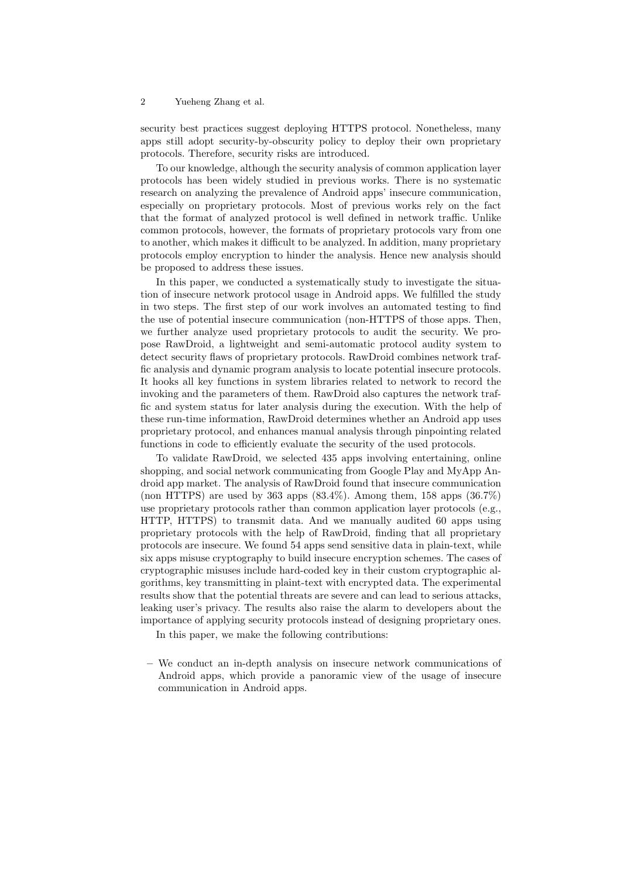security best practices suggest deploying HTTPS protocol. Nonetheless, many apps still adopt security-by-obscurity policy to deploy their own proprietary protocols. Therefore, security risks are introduced.

To our knowledge, although the security analysis of common application layer protocols has been widely studied in previous works. There is no systematic research on analyzing the prevalence of Android apps' insecure communication, especially on proprietary protocols. Most of previous works rely on the fact that the format of analyzed protocol is well defined in network traffic. Unlike common protocols, however, the formats of proprietary protocols vary from one to another, which makes it difficult to be analyzed. In addition, many proprietary protocols employ encryption to hinder the analysis. Hence new analysis should be proposed to address these issues.

In this paper, we conducted a systematically study to investigate the situation of insecure network protocol usage in Android apps. We fulfilled the study in two steps. The first step of our work involves an automated testing to find the use of potential insecure communication (non-HTTPS of those apps. Then, we further analyze used proprietary protocols to audit the security. We propose RawDroid, a lightweight and semi-automatic protocol audity system to detect security flaws of proprietary protocols. RawDroid combines network traffic analysis and dynamic program analysis to locate potential insecure protocols. It hooks all key functions in system libraries related to network to record the invoking and the parameters of them. RawDroid also captures the network traffic and system status for later analysis during the execution. With the help of these run-time information, RawDroid determines whether an Android app uses proprietary protocol, and enhances manual analysis through pinpointing related functions in code to efficiently evaluate the security of the used protocols.

To validate RawDroid, we selected 435 apps involving entertaining, online shopping, and social network communicating from Google Play and MyApp Android app market. The analysis of RawDroid found that insecure communication (non HTTPS) are used by 363 apps (83.4%). Among them, 158 apps (36.7%) use proprietary protocols rather than common application layer protocols (e.g., HTTP, HTTPS) to transmit data. And we manually audited 60 apps using proprietary protocols with the help of RawDroid, finding that all proprietary protocols are insecure. We found 54 apps send sensitive data in plain-text, while six apps misuse cryptography to build insecure encryption schemes. The cases of cryptographic misuses include hard-coded key in their custom cryptographic algorithms, key transmitting in plaint-text with encrypted data. The experimental results show that the potential threats are severe and can lead to serious attacks, leaking user's privacy. The results also raise the alarm to developers about the importance of applying security protocols instead of designing proprietary ones.

In this paper, we make the following contributions:

- We conduct an in-depth analysis on insecure network communications of Android apps, which provide a panoramic view of the usage of insecure communication in Android apps.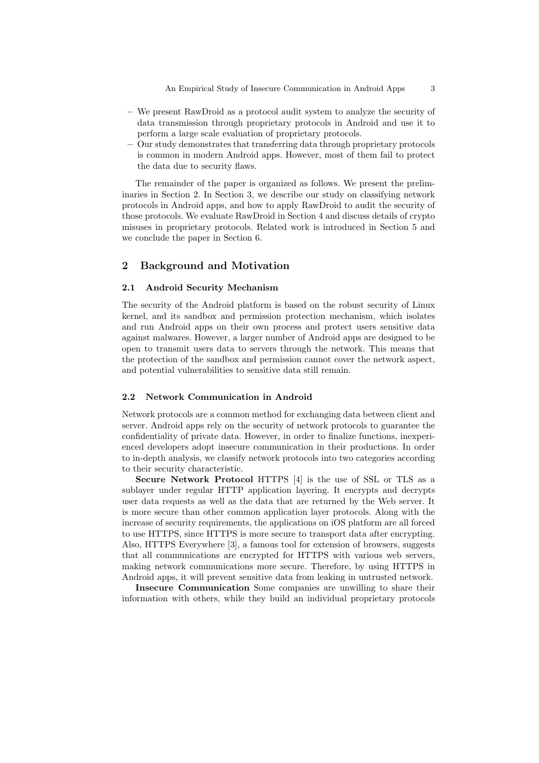- We present RawDroid as a protocol audit system to analyze the security of data transmission through proprietary protocols in Android and use it to perform a large scale evaluation of proprietary protocols.
- Our study demonstrates that transferring data through proprietary protocols is common in modern Android apps. However, most of them fail to protect the data due to security flaws.

The remainder of the paper is organized as follows. We present the preliminaries in Section 2. In Section 3, we describe our study on classifying network protocols in Android apps, and how to apply RawDroid to audit the security of those protocols. We evaluate RawDroid in Section 4 and discuss details of crypto misuses in proprietary protocols. Related work is introduced in Section 5 and we conclude the paper in Section 6.

## 2 Background and Motivation

### 2.1 Android Security Mechanism

The security of the Android platform is based on the robust security of Linux kernel, and its sandbox and permission protection mechanism, which isolates and run Android apps on their own process and protect users sensitive data against malwares. However, a larger number of Android apps are designed to be open to transmit users data to servers through the network. This means that the protection of the sandbox and permission cannot cover the network aspect, and potential vulnerabilities to sensitive data still remain.

### 2.2 Network Communication in Android

Network protocols are a common method for exchanging data between client and server. Android apps rely on the security of network protocols to guarantee the confidentiality of private data. However, in order to finalize functions, inexperienced developers adopt insecure communication in their productions. In order to in-depth analysis, we classify network protocols into two categories according to their security characteristic.

**Secure Network Protocol** HTTPS [4] is the use of SSL or TLS as a sublayer under regular HTTP application layering. It encrypts and decrypts user data requests as well as the data that are returned by the Web server. It is more secure than other common application layer protocols. Along with the increase of security requirements, the applications on iOS platform are all forced to use HTTPS, since HTTPS is more secure to transport data after encrypting. Also, HTTPS Everywhere [3], a famous tool for extension of browsers, suggests that all communications are encrypted for HTTPS with various web servers, making network communications more secure. Therefore, by using HTTPS in Android apps, it will prevent sensitive data from leaking in untrusted network.

**Insecure Communication** Some companies are unwilling to share their information with others, while they build an individual proprietary protocols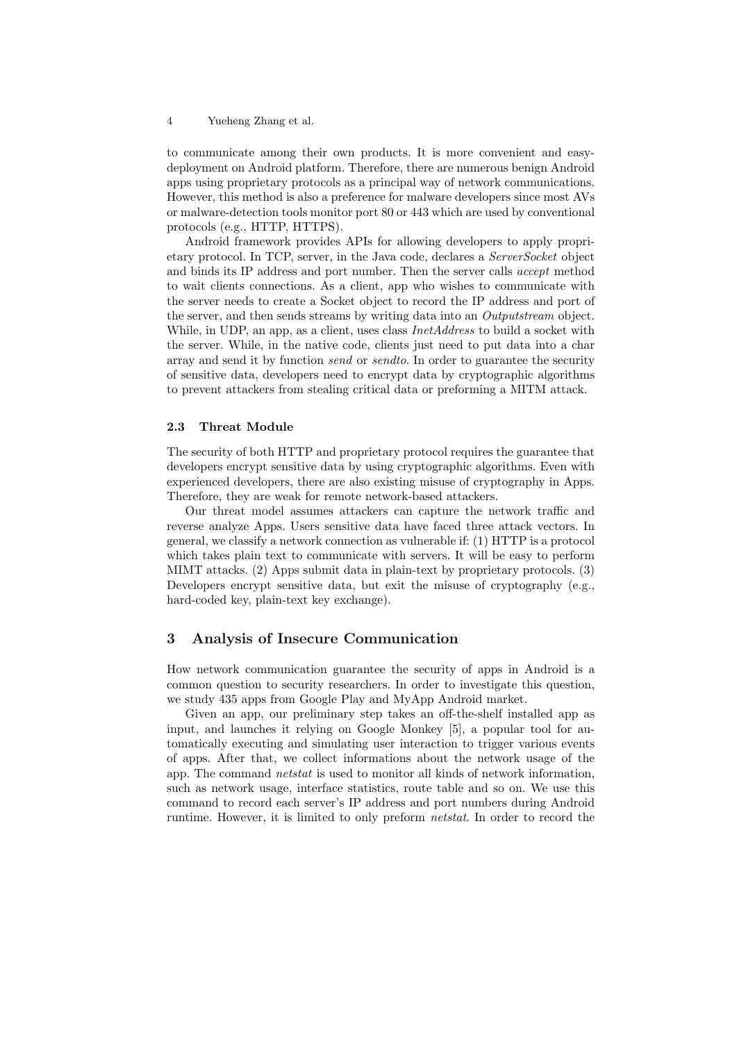to communicate among their own products. It is more convenient and easy-deployment on Android platform. Therefore, there are numerous benign Android apps using proprietary protocols as a principal way of network communications. However, this method is also a preference for malware developers since most AVs or malware-detection tools monitor port 80 or 443 which are used by conventional protocols (e.g., HTTP, HTTPS).

Android framework provides APIs for allowing developers to apply proprietary protocol. In TCP, server, in the Java code, declares a *ServerSocket* object and binds its IP address and port number. Then the server calls *accept* method to wait clients connections. As a client, app who wishes to communicate with the server needs to create a Socket object to record the IP address and port of the server, and then sends streams by writing data into an *Outputstream* object. While, in UDP, an app, as a client, uses class *InetAddress* to build a socket with the server. While, in the native code, clients just need to put data into a char array and send it by function *send* or *sendto*. In order to guarantee the security of sensitive data, developers need to encrypt data by cryptographic algorithms to prevent attackers from stealing critical data or preforming a MITM attack.

### 2.3 Threat Module

The security of both HTTP and proprietary protocol requires the guarantee that developers encrypt sensitive data by using cryptographic algorithms. Even with experienced developers, there are also existing misuse of cryptography in Apps. Therefore, they are weak for remote network-based attackers.

Our threat model assumes attackers can capture the network traffic and reverse analyze Apps. Users sensitive data have faced three attack vectors. In general, we classify a network connection as vulnerable if: (1) HTTP is a protocol which takes plain text to communicate with servers. It will be easy to perform MIMT attacks. (2) Apps submit data in plain-text by proprietary protocols. (3) Developers encrypt sensitive data, but exit the misuse of cryptography (e.g., hard-coded key, plain-text key exchange).

## 3 Analysis of Insecure Communication

How network communication guarantee the security of apps in Android is a common question to security researchers. In order to investigate this question, we study 435 apps from Google Play and MyApp Android market.

Given an app, our preliminary step takes an off-the-shelf installed app as input, and launches it relying on Google Monkey [5], a popular tool for automatically executing and simulating user interaction to trigger various events of apps. After that, we collect informations about the network usage of the app. The command *netstat* is used to monitor all kinds of network information, such as network usage, interface statistics, route table and so on. We use this command to record each server's IP address and port numbers during Android runtime. However, it is limited to only preform *netstat*. In order to record the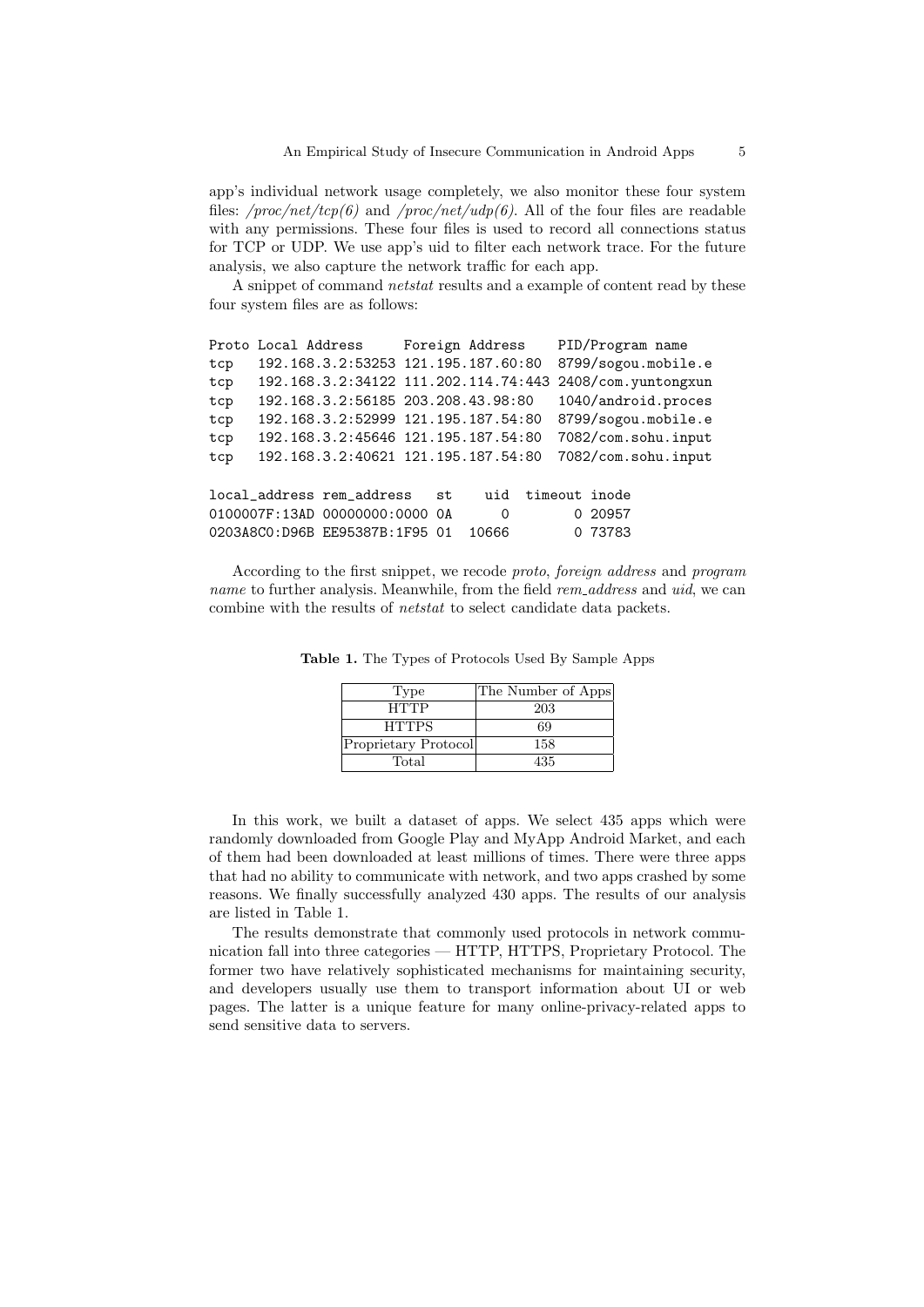app's individual network usage completely, we also monitor these four system files: */proc/net/tcp(6)* and */proc/net/udp(6)*. All of the four files are readable with any permissions. These four files is used to record all connections status for TCP or UDP. We use app's uid to filter each network trace. For the future analysis, we also capture the network traffic for each app.

A snippet of command *netstat* results and a example of content read by these four system files are as follows:

```
Proto Local Address      Foreign Address     PID/Program name
tcp   192.168.3.2:53253 121.195.187.60:80   8799/sogou.mobile.e
tcp   192.168.3.2:34122 111.202.114.74:443 2408/com.yuntongxun
tcp   192.168.3.2:56185 203.208.43.98:80    1040/android.proces
tcp   192.168.3.2:52999 121.195.187.54:80   8799/sogou.mobile.e
tcp   192.168.3.2:45646 121.195.187.54:80   7082/com.sohu.input
tcp   192.168.3.2:40621 121.195.187.54:80   7082/com.sohu.input

local_address rem_address   st    uid  timeout inode
0100007F:13AD 00000000:0000 0A      0        0 20957
0203A8C0:D96B EE95387B:1F95 01  10666        0 73783
```

According to the first snippet, we recode *proto*, *foreign address* and *program name* to further analysis. Meanwhile, from the field *rem_address* and *uid*, we can combine with the results of *netstat* to select candidate data packets.

**Table 1.** The Types of Protocols Used By Sample Apps

| Type | The Number of Apps |
|---|---|
| HTTP | 203 |
| HTTPS | 69 |
| Proprietary Protocol | 158 |
| Total | 435 |

In this work, we built a dataset of apps. We select 435 apps which were randomly downloaded from Google Play and MyApp Android Market, and each of them had been downloaded at least millions of times. There were three apps that had no ability to communicate with network, and two apps crashed by some reasons. We finally successfully analyzed 430 apps. The results of our analysis are listed in Table 1.

The results demonstrate that commonly used protocols in network communication fall into three categories — HTTP, HTTPS, Proprietary Protocol. The former two have relatively sophisticated mechanisms for maintaining security, and developers usually use them to transport information about UI or web pages. The latter is a unique feature for many online-privacy-related apps to send sensitive data to servers.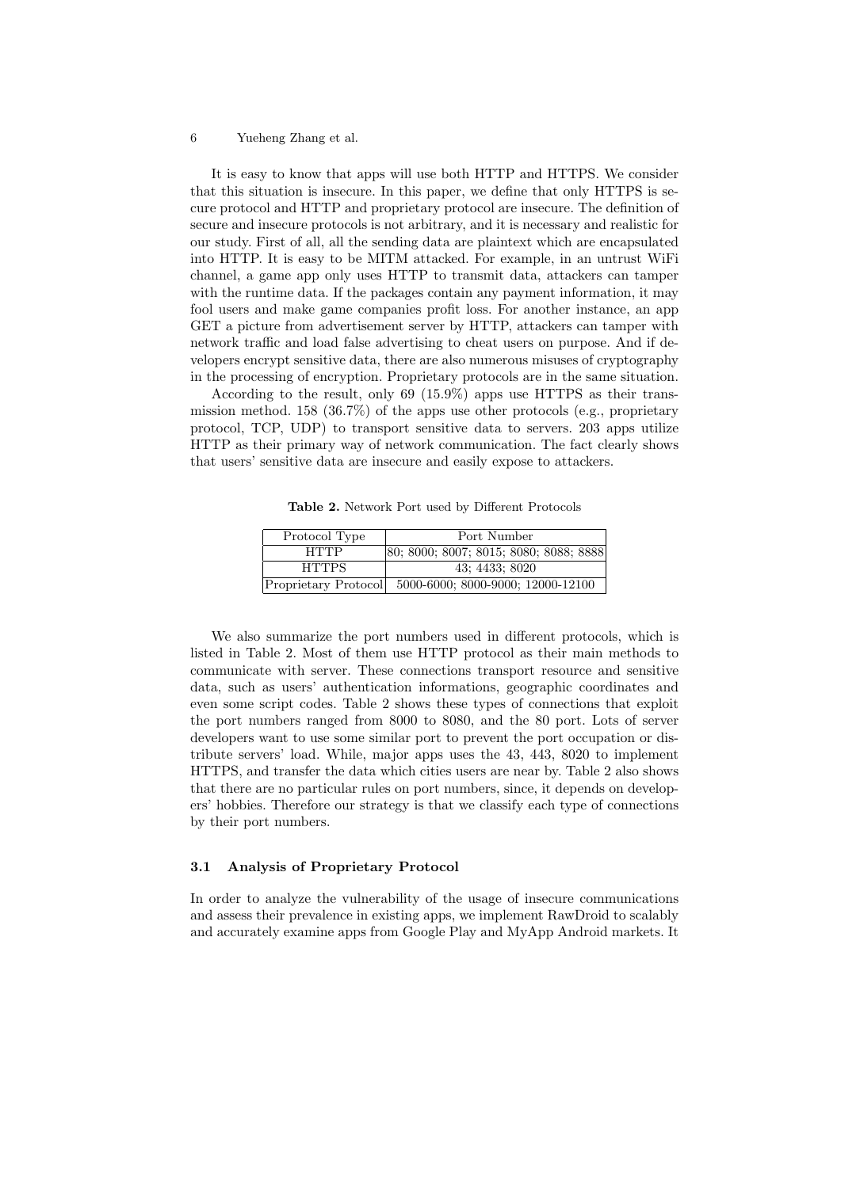It is easy to know that apps will use both HTTP and HTTPS. We consider that this situation is insecure. In this paper, we define that only HTTPS is secure protocol and HTTP and proprietary protocol are insecure. The definition of secure and insecure protocols is not arbitrary, and it is necessary and realistic for our study. First of all, all the sending data are plaintext which are encapsulated into HTTP. It is easy to be MITM attacked. For example, in an untrust WiFi channel, a game app only uses HTTP to transmit data, attackers can tamper with the runtime data. If the packages contain any payment information, it may fool users and make game companies profit loss. For another instance, an app GET a picture from advertisement server by HTTP, attackers can tamper with network traffic and load false advertising to cheat users on purpose. And if developers encrypt sensitive data, there are also numerous misuses of cryptography in the processing of encryption. Proprietary protocols are in the same situation.

According to the result, only 69 (15.9%) apps use HTTPS as their transmission method. 158 (36.7%) of the apps use other protocols (e.g., proprietary protocol, TCP, UDP) to transport sensitive data to servers. 203 apps utilize HTTP as their primary way of network communication. The fact clearly shows that users' sensitive data are insecure and easily expose to attackers.

**Table 2.** Network Port used by Different Protocols

| Protocol Type | Port Number |
|---|---|
| HTTP | 80; 8000; 8007; 8015; 8080; 8088; 8888 |
| HTTPS | 43; 4433; 8020 |
| Proprietary Protocol | 5000-6000; 8000-9000; 12000-12100 |

We also summarize the port numbers used in different protocols, which is listed in Table 2. Most of them use HTTP protocol as their main methods to communicate with server. These connections transport resource and sensitive data, such as users' authentication informations, geographic coordinates and even some script codes. Table 2 shows these types of connections that exploit the port numbers ranged from 8000 to 8080, and the 80 port. Lots of server developers want to use some similar port to prevent the port occupation or distribute servers' load. While, major apps uses the 43, 443, 8020 to implement HTTPS, and transfer the data which cities users are near by. Table 2 also shows that there are no particular rules on port numbers, since, it depends on developers' hobbies. Therefore our strategy is that we classify each type of connections by their port numbers.

### 3.1 Analysis of Proprietary Protocol

In order to analyze the vulnerability of the usage of insecure communications and assess their prevalence in existing apps, we implement RawDroid to scalably and accurately examine apps from Google Play and MyApp Android markets. It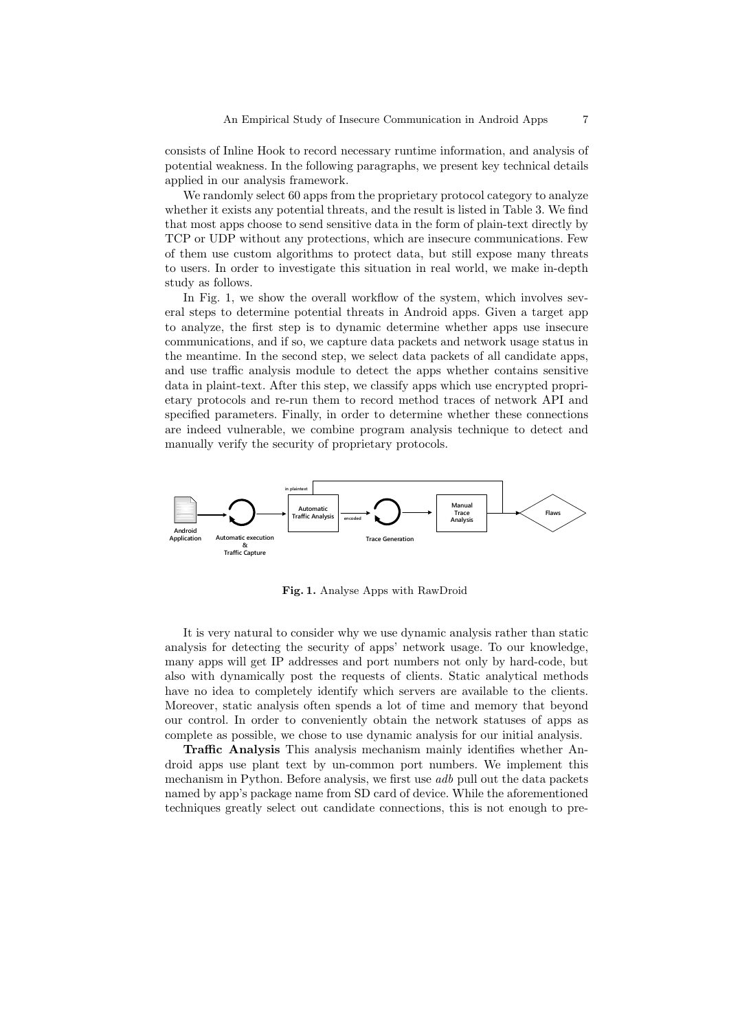consists of Inline Hook to record necessary runtime information, and analysis of potential weakness. In the following paragraphs, we present key technical details applied in our analysis framework.

We randomly select 60 apps from the proprietary protocol category to analyze whether it exists any potential threats, and the result is listed in Table 3. We find that most apps choose to send sensitive data in the form of plain-text directly by TCP or UDP without any protections, which are insecure communications. Few of them use custom algorithms to protect data, but still expose many threats to users. In order to investigate this situation in real world, we make in-depth study as follows.

In Fig. 1, we show the overall workflow of the system, which involves several steps to determine potential threats in Android apps. Given a target app to analyze, the first step is to dynamic determine whether apps use insecure communications, and if so, we capture data packets and network usage status in the meantime. In the second step, we select data packets of all candidate apps, and use traffic analysis module to detect the apps whether contains sensitive data in plaint-text. After this step, we classify apps which use encrypted proprietary protocols and re-run them to record method traces of network API and specified parameters. Finally, in order to determine whether these connections are indeed vulnerable, we combine program analysis technique to detect and manually verify the security of proprietary protocols.

**Fig. 1.** Analyse Apps with RawDroid

It is very natural to consider why we use dynamic analysis rather than static analysis for detecting the security of apps' network usage. To our knowledge, many apps will get IP addresses and port numbers not only by hard-code, but also with dynamically post the requests of clients. Static analytical methods have no idea to completely identify which servers are available to the clients. Moreover, static analysis often spends a lot of time and memory that beyond our control. In order to conveniently obtain the network statuses of apps as complete as possible, we chose to use dynamic analysis for our initial analysis.

**Traffic Analysis** This analysis mechanism mainly identifies whether Android apps use plant text by un-common port numbers. We implement this mechanism in Python. Before analysis, we first use *adb* pull out the data packets named by app's package name from SD card of device. While the aforementioned techniques greatly select out candidate connections, this is not enough to pre-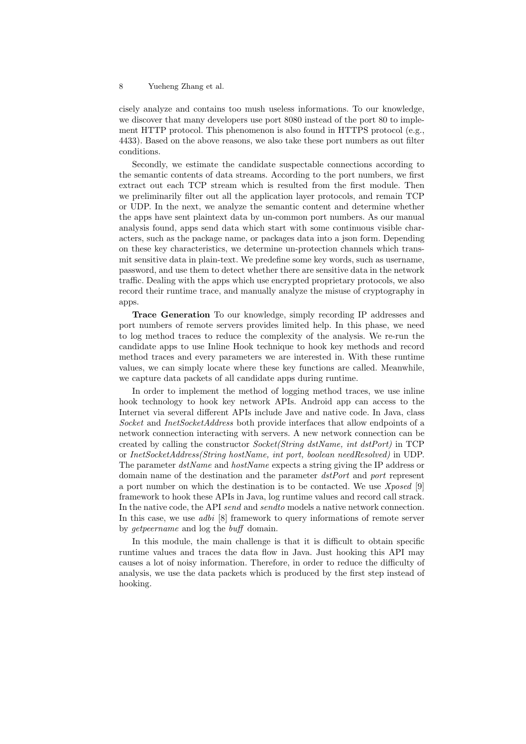cisely analyze and contains too mush useless informations. To our knowledge, we discover that many developers use port 8080 instead of the port 80 to implement HTTP protocol. This phenomenon is also found in HTTPS protocol (e.g., 4433). Based on the above reasons, we also take these port numbers as out filter conditions.

Secondly, we estimate the candidate suspectable connections according to the semantic contents of data streams. According to the port numbers, we first extract out each TCP stream which is resulted from the first module. Then we preliminarily filter out all the application layer protocols, and remain TCP or UDP. In the next, we analyze the semantic content and determine whether the apps have sent plaintext data by un-common port numbers. As our manual analysis found, apps send data which start with some continuous visible characters, such as the package name, or packages data into a json form. Depending on these key characteristics, we determine un-protection channels which transmit sensitive data in plain-text. We predefine some key words, such as username, password, and use them to detect whether there are sensitive data in the network traffic. Dealing with the apps which use encrypted proprietary protocols, we also record their runtime trace, and manually analyze the misuse of cryptography in apps.

**Trace Generation** To our knowledge, simply recording IP addresses and port numbers of remote servers provides limited help. In this phase, we need to log method traces to reduce the complexity of the analysis. We re-run the candidate apps to use Inline Hook technique to hook key methods and record method traces and every parameters we are interested in. With these runtime values, we can simply locate where these key functions are called. Meanwhile, we capture data packets of all candidate apps during runtime.

In order to implement the method of logging method traces, we use inline hook technology to hook key network APIs. Android app can access to the Internet via several different APIs include Jave and native code. In Java, class *Socket* and *InetSocketAddress* both provide interfaces that allow endpoints of a network connection interacting with servers. A new network connection can be created by calling the constructor *Socket(String dstName, int dstPort)* in TCP or *InetSocketAddress(String hostName, int port, boolean needResolved)* in UDP. The parameter *dstName* and *hostName* expects a string giving the IP address or domain name of the destination and the parameter *dstPort* and *port* represent a port number on which the destination is to be contacted. We use *Xposed* [9] framework to hook these APIs in Java, log runtime values and record call strack. In the native code, the API *send* and *sendto* models a native network connection. In this case, we use *adbi* [8] framework to query informations of remote server by *getpeername* and log the *buff* domain.

In this module, the main challenge is that it is difficult to obtain specific runtime values and traces the data flow in Java. Just hooking this API may causes a lot of noisy information. Therefore, in order to reduce the difficulty of analysis, we use the data packets which is produced by the first step instead of hooking.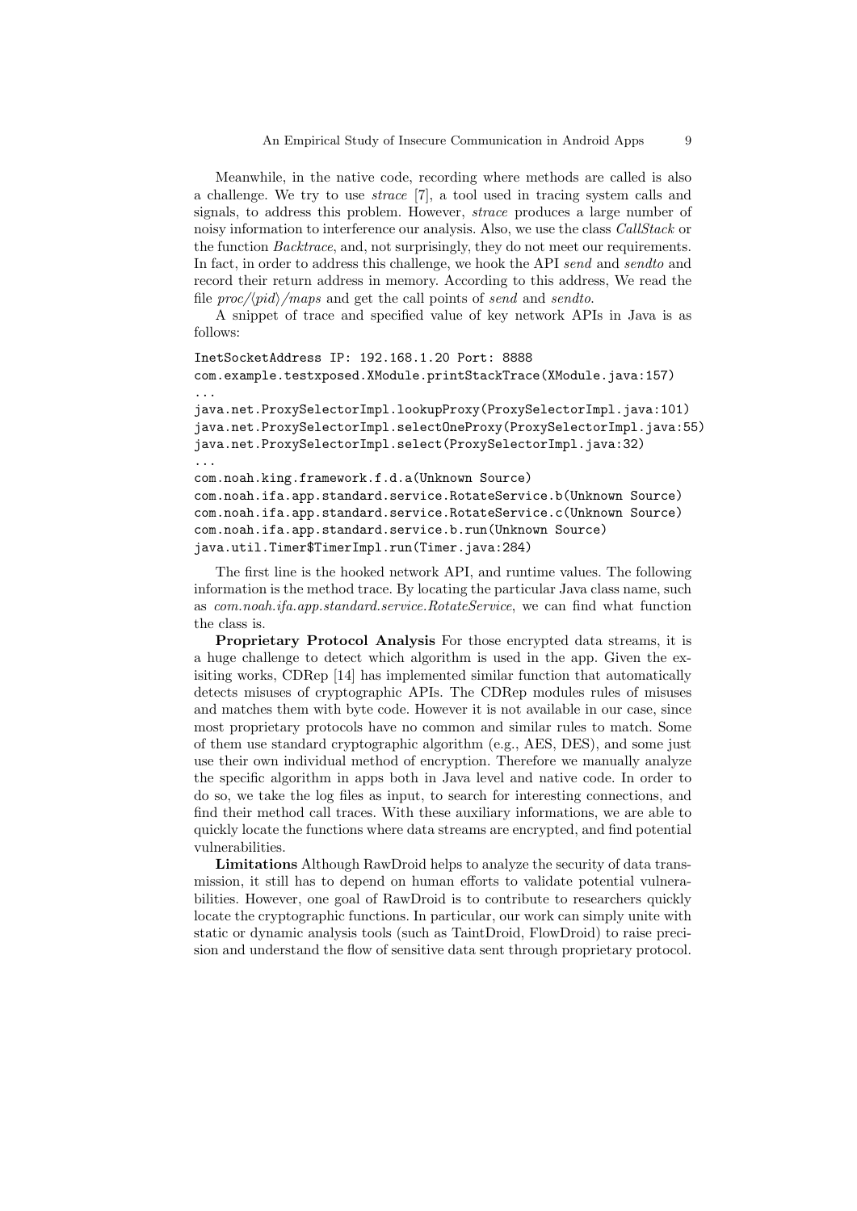Meanwhile, in the native code, recording where methods are called is also a challenge. We try to use *strace* [7], a tool used in tracing system calls and signals, to address this problem. However, *strace* produces a large number of noisy information to interference our analysis. Also, we use the class *CallStack* or the function *Backtrace*, and, not surprisingly, they do not meet our requirements. In fact, in order to address this challenge, we hook the API *send* and *sendto* and record their return address in memory. According to this address, We read the file *proc/⟨pid⟩/maps* and get the call points of *send* and *sendto*.

A snippet of trace and specified value of key network APIs in Java is as follows:

```
InetSocketAddress IP: 192.168.1.20 Port: 8888
com.example.testxposed.XModule.printStackTrace(XModule.java:157)
...
java.net.ProxySelectorImpl.lookupProxy(ProxySelectorImpl.java:101)
java.net.ProxySelectorImpl.selectOneProxy(ProxySelectorImpl.java:55)
java.net.ProxySelectorImpl.select(ProxySelectorImpl.java:32)
...
com.noah.king.framework.f.d.a(Unknown Source)
com.noah.ifa.app.standard.service.RotateService.b(Unknown Source)
com.noah.ifa.app.standard.service.RotateService.c(Unknown Source)
com.noah.ifa.app.standard.service.b.run(Unknown Source)
java.util.Timer$TimerImpl.run(Timer.java:284)
```

The first line is the hooked network API, and runtime values. The following information is the method trace. By locating the particular Java class name, such as *com.noah.ifa.app.standard.service.RotateService*, we can find what function the class is.

**Proprietary Protocol Analysis** For those encrypted data streams, it is a huge challenge to detect which algorithm is used in the app. Given the exisiting works, CDRep [14] has implemented similar function that automatically detects misuses of cryptographic APIs. The CDRep modules rules of misuses and matches them with byte code. However it is not available in our case, since most proprietary protocols have no common and similar rules to match. Some of them use standard cryptographic algorithm (e.g., AES, DES), and some just use their own individual method of encryption. Therefore we manually analyze the specific algorithm in apps both in Java level and native code. In order to do so, we take the log files as input, to search for interesting connections, and find their method call traces. With these auxiliary informations, we are able to quickly locate the functions where data streams are encrypted, and find potential vulnerabilities.

**Limitations** Although RawDroid helps to analyze the security of data transmission, it still has to depend on human efforts to validate potential vulnerabilities. However, one goal of RawDroid is to contribute to researchers quickly locate the cryptographic functions. In particular, our work can simply unite with static or dynamic analysis tools (such as TaintDroid, FlowDroid) to raise precision and understand the flow of sensitive data sent through proprietary protocol.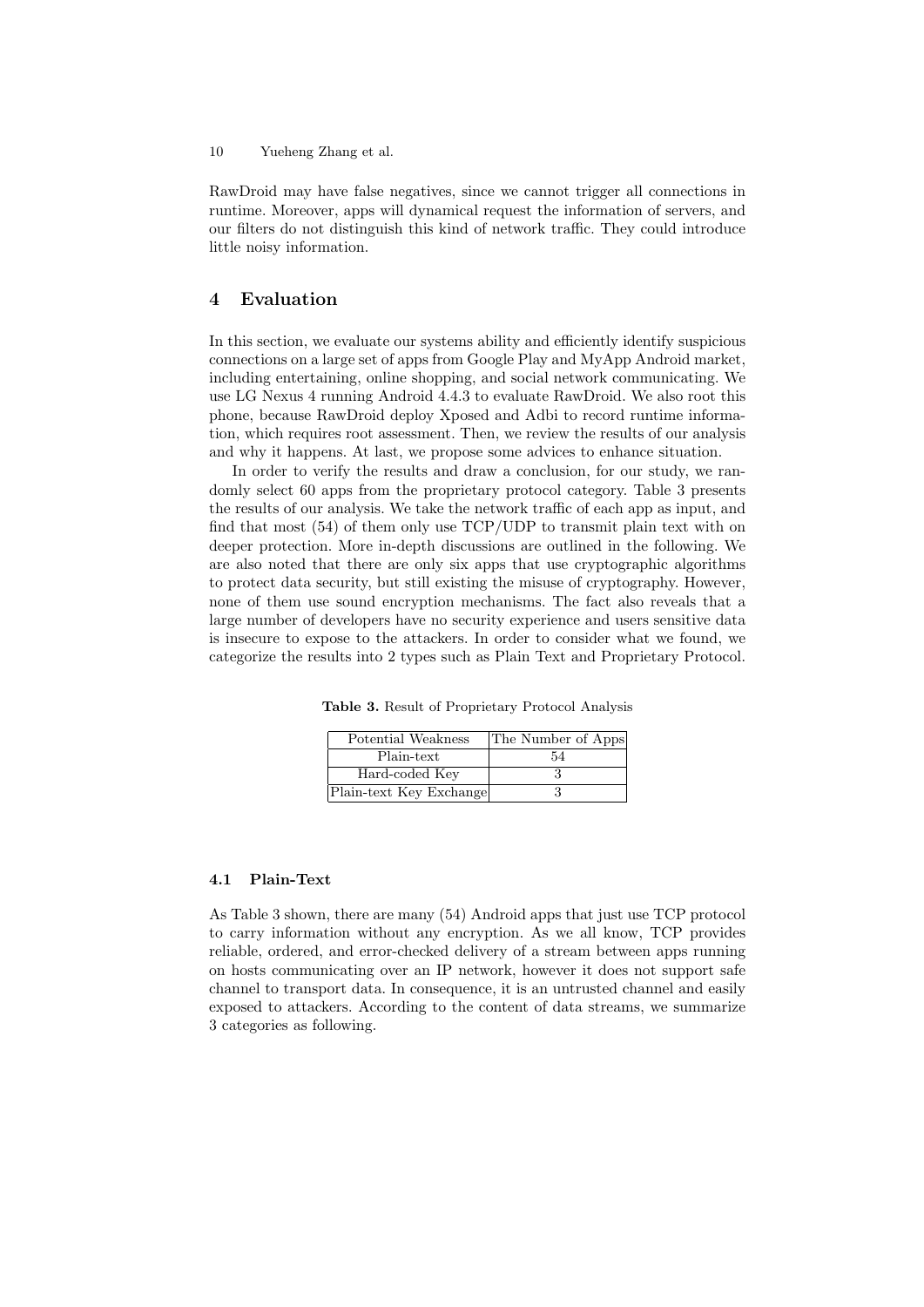RawDroid may have false negatives, since we cannot trigger all connections in runtime. Moreover, apps will dynamical request the information of servers, and our filters do not distinguish this kind of network traffic. They could introduce little noisy information.

## 4 Evaluation

In this section, we evaluate our systems ability and efficiently identify suspicious connections on a large set of apps from Google Play and MyApp Android market, including entertaining, online shopping, and social network communicating. We use LG Nexus 4 running Android 4.4.3 to evaluate RawDroid. We also root this phone, because RawDroid deploy Xposed and Adbi to record runtime information, which requires root assessment. Then, we review the results of our analysis and why it happens. At last, we propose some advices to enhance situation.

In order to verify the results and draw a conclusion, for our study, we randomly select 60 apps from the proprietary protocol category. Table 3 presents the results of our analysis. We take the network traffic of each app as input, and find that most (54) of them only use TCP/UDP to transmit plain text with on deeper protection. More in-depth discussions are outlined in the following. We are also noted that there are only six apps that use cryptographic algorithms to protect data security, but still existing the misuse of cryptography. However, none of them use sound encryption mechanisms. The fact also reveals that a large number of developers have no security experience and users sensitive data is insecure to expose to the attackers. In order to consider what we found, we categorize the results into 2 types such as Plain Text and Proprietary Protocol.

**Table 3.** Result of Proprietary Protocol Analysis

| Potential Weakness | The Number of Apps |
|---|---|
| Plain-text | 54 |
| Hard-coded Key | 3 |
| Plain-text Key Exchange | 3 |

### 4.1 Plain-Text

As Table 3 shown, there are many (54) Android apps that just use TCP protocol to carry information without any encryption. As we all know, TCP provides reliable, ordered, and error-checked delivery of a stream between apps running on hosts communicating over an IP network, however it does not support safe channel to transport data. In consequence, it is an untrusted channel and easily exposed to attackers. According to the content of data streams, we summarize 3 categories as following.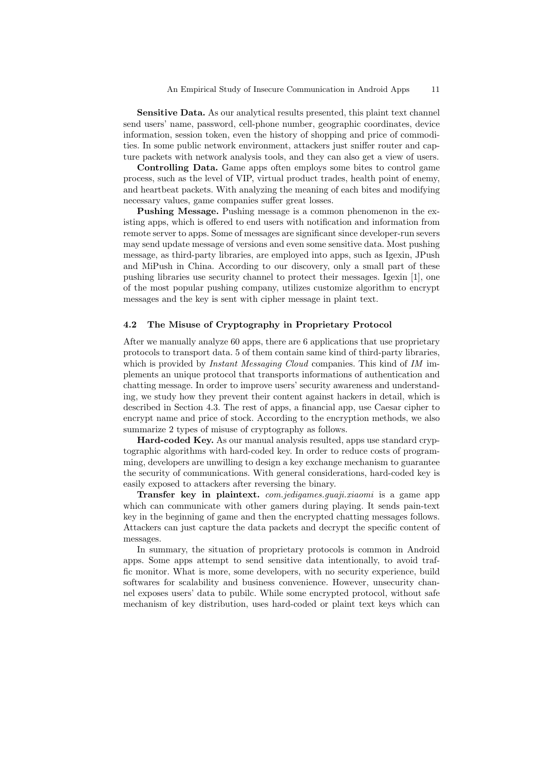**Sensitive Data.** As our analytical results presented, this plaint text channel send users' name, password, cell-phone number, geographic coordinates, device information, session token, even the history of shopping and price of commodities. In some public network environment, attackers just sniffer router and capture packets with network analysis tools, and they can also get a view of users.

**Controlling Data.** Game apps often employs some bites to control game process, such as the level of VIP, virtual product trades, health point of enemy, and heartbeat packets. With analyzing the meaning of each bites and modifying necessary values, game companies suffer great losses.

**Pushing Message.** Pushing message is a common phenomenon in the existing apps, which is offered to end users with notification and information from remote server to apps. Some of messages are significant since developer-run severs may send update message of versions and even some sensitive data. Most pushing message, as third-party libraries, are employed into apps, such as Igexin, JPush and MiPush in China. According to our discovery, only a small part of these pushing libraries use security channel to protect their messages. Igexin [1], one of the most popular pushing company, utilizes customize algorithm to encrypt messages and the key is sent with cipher message in plaint text.

### 4.2 The Misuse of Cryptography in Proprietary Protocol

After we manually analyze 60 apps, there are 6 applications that use proprietary protocols to transport data. 5 of them contain same kind of third-party libraries, which is provided by *Instant Messaging Cloud* companies. This kind of *IM* implements an unique protocol that transports informations of authentication and chatting message. In order to improve users' security awareness and understanding, we study how they prevent their content against hackers in detail, which is described in Section 4.3. The rest of apps, a financial app, use Caesar cipher to encrypt name and price of stock. According to the encryption methods, we also summarize 2 types of misuse of cryptography as follows.

**Hard-coded Key.** As our manual analysis resulted, apps use standard cryptographic algorithms with hard-coded key. In order to reduce costs of programming, developers are unwilling to design a key exchange mechanism to guarantee the security of communications. With general considerations, hard-coded key is easily exposed to attackers after reversing the binary.

**Transfer key in plaintext.** *com.jedigames.guaji.xiaomi* is a game app which can communicate with other gamers during playing. It sends pain-text key in the beginning of game and then the encrypted chatting messages follows. Attackers can just capture the data packets and decrypt the specific content of messages.

In summary, the situation of proprietary protocols is common in Android apps. Some apps attempt to send sensitive data intentionally, to avoid traffic monitor. What is more, some developers, with no security experience, build softwares for scalability and business convenience. However, unsecurity channel exposes users' data to pubilc. While some encrypted protocol, without safe mechanism of key distribution, uses hard-coded or plaint text keys which can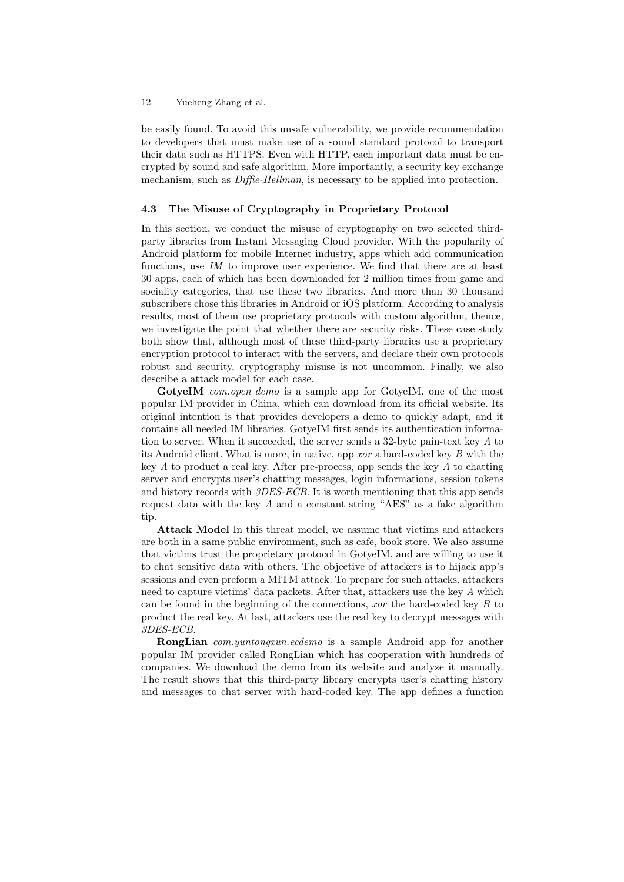be easily found. To avoid this unsafe vulnerability, we provide recommendation to developers that must make use of a sound standard protocol to transport their data such as HTTPS. Even with HTTP, each important data must be encrypted by sound and safe algorithm. More importantly, a security key exchange mechanism, such as *Diffie-Hellman*, is necessary to be applied into protection.

### 4.3 The Misuse of Cryptography in Proprietary Protocol

In this section, we conduct the misuse of cryptography on two selected third-party libraries from Instant Messaging Cloud provider. With the popularity of Android platform for mobile Internet industry, apps which add communication functions, use *IM* to improve user experience. We find that there are at least 30 apps, each of which has been downloaded for 2 million times from game and sociality categories, that use these two libraries. And more than 30 thousand subscribers chose this libraries in Android or iOS platform. According to analysis results, most of them use proprietary protocols with custom algorithm, thence, we investigate the point that whether there are security risks. These case study both show that, although most of these third-party libraries use a proprietary encryption protocol to interact with the servers, and declare their own protocols robust and security, cryptography misuse is not uncommon. Finally, we also describe a attack model for each case.

**GotyeIM** *com.open_demo* is a sample app for GotyeIM, one of the most popular IM provider in China, which can download from its official website. Its original intention is that provides developers a demo to quickly adapt, and it contains all needed IM libraries. GotyeIM first sends its authentication information to server. When it succeeded, the server sends a 32-byte pain-text key $A$ to its Android client. What is more, in native, app *xor* a hard-coded key $B$ with the key $A$ to product a real key. After pre-process, app sends the key $A$ to chatting server and encrypts user's chatting messages, login informations, session tokens and history records with *3DES-ECB*. It is worth mentioning that this app sends request data with the key $A$ and a constant string "AES" as a fake algorithm tip.

**Attack Model** In this threat model, we assume that victims and attackers are both in a same public environment, such as cafe, book store. We also assume that victims trust the proprietary protocol in GotyeIM, and are willing to use it to chat sensitive data with others. The objective of attackers is to hijack app's sessions and even preform a MITM attack. To prepare for such attacks, attackers need to capture victims' data packets. After that, attackers use the key $A$ which can be found in the beginning of the connections, *xor* the hard-coded key $B$ to product the real key. At last, attackers use the real key to decrypt messages with *3DES-ECB*.

**RongLian** *com.yuntongxun.ecdemo* is a sample Android app for another popular IM provider called RongLian which has cooperation with hundreds of companies. We download the demo from its website and analyze it manually. The result shows that this third-party library encrypts user's chatting history and messages to chat server with hard-coded key. The app defines a function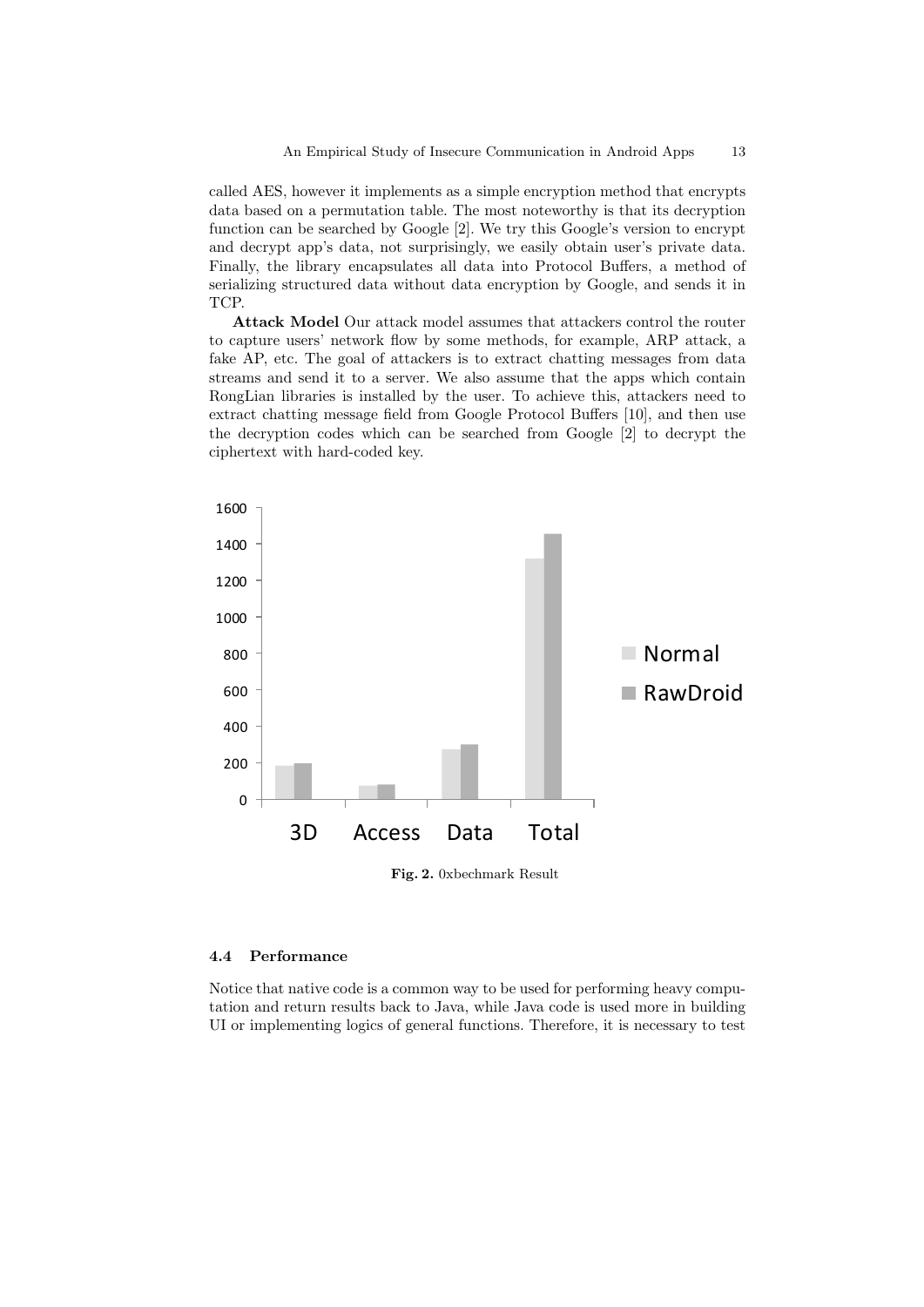called AES, however it implements as a simple encryption method that encrypts data based on a permutation table. The most noteworthy is that its decryption function can be searched by Google [2]. We try this Google's version to encrypt and decrypt app's data, not surprisingly, we easily obtain user's private data. Finally, the library encapsulates all data into Protocol Buffers, a method of serializing structured data without data encryption by Google, and sends it in TCP.

**Attack Model** Our attack model assumes that attackers control the router to capture users' network flow by some methods, for example, ARP attack, a fake AP, etc. The goal of attackers is to extract chatting messages from data streams and send it to a server. We also assume that the apps which contain RongLian libraries is installed by the user. To achieve this, attackers need to extract chatting message field from Google Protocol Buffers [10], and then use the decryption codes which can be searched from Google [2] to decrypt the ciphertext with hard-coded key.

**Fig. 2.** 0xbechmark Result

### 4.4 Performance

Notice that native code is a common way to be used for performing heavy computation and return results back to Java, while Java code is used more in building UI or implementing logics of general functions. Therefore, it is necessary to test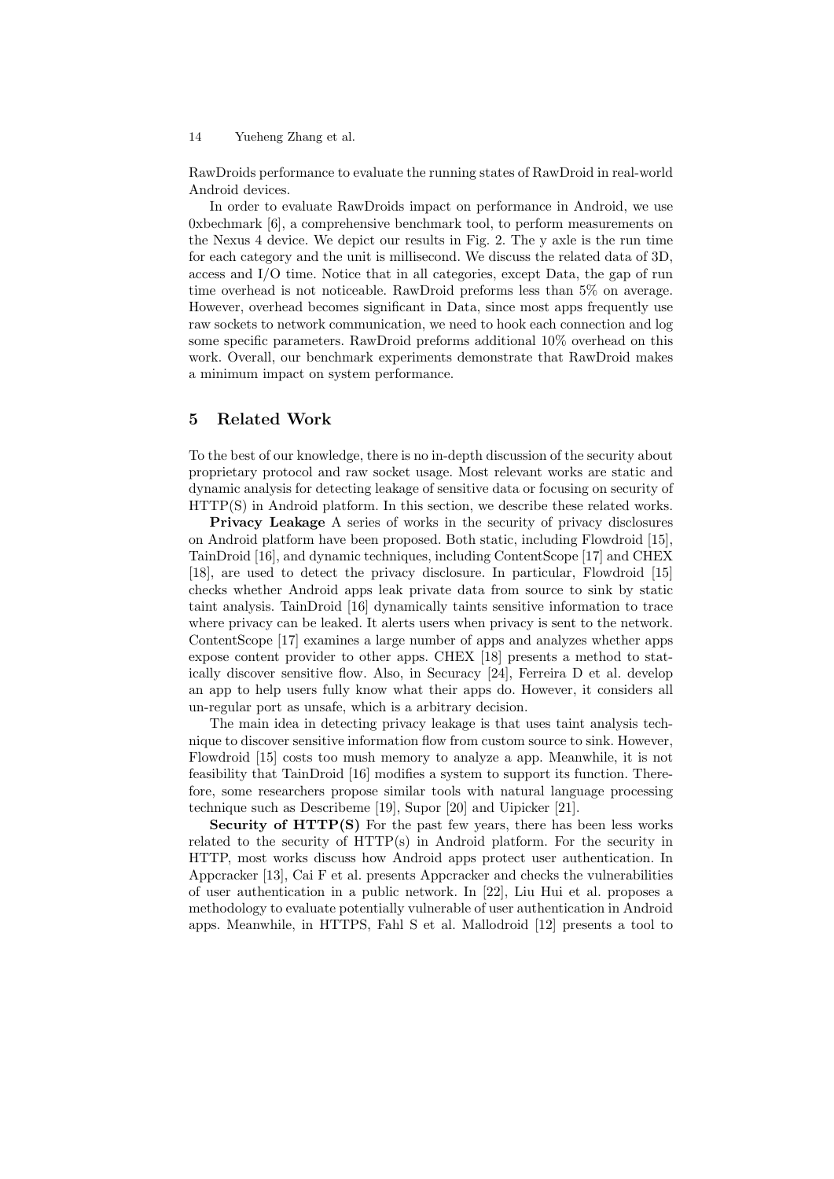RawDroids performance to evaluate the running states of RawDroid in real-world Android devices.

In order to evaluate RawDroids impact on performance in Android, we use 0xbechmark [6], a comprehensive benchmark tool, to perform measurements on the Nexus 4 device. We depict our results in Fig. 2. The y axle is the run time for each category and the unit is millisecond. We discuss the related data of 3D, access and I/O time. Notice that in all categories, except Data, the gap of run time overhead is not noticeable. RawDroid preforms less than 5% on average. However, overhead becomes significant in Data, since most apps frequently use raw sockets to network communication, we need to hook each connection and log some specific parameters. RawDroid preforms additional 10% overhead on this work. Overall, our benchmark experiments demonstrate that RawDroid makes a minimum impact on system performance.

## 5 Related Work

To the best of our knowledge, there is no in-depth discussion of the security about proprietary protocol and raw socket usage. Most relevant works are static and dynamic analysis for detecting leakage of sensitive data or focusing on security of HTTP(S) in Android platform. In this section, we describe these related works.

**Privacy Leakage** A series of works in the security of privacy disclosures on Android platform have been proposed. Both static, including Flowdroid [15], TainDroid [16], and dynamic techniques, including ContentScope [17] and CHEX [18], are used to detect the privacy disclosure. In particular, Flowdroid [15] checks whether Android apps leak private data from source to sink by static taint analysis. TainDroid [16] dynamically taints sensitive information to trace where privacy can be leaked. It alerts users when privacy is sent to the network. ContentScope [17] examines a large number of apps and analyzes whether apps expose content provider to other apps. CHEX [18] presents a method to statically discover sensitive flow. Also, in Securacy [24], Ferreira D et al. develop an app to help users fully know what their apps do. However, it considers all un-regular port as unsafe, which is a arbitrary decision.

The main idea in detecting privacy leakage is that uses taint analysis technique to discover sensitive information flow from custom source to sink. However, Flowdroid [15] costs too mush memory to analyze a app. Meanwhile, it is not feasibility that TainDroid [16] modifies a system to support its function. Therefore, some researchers propose similar tools with natural language processing technique such as Describeme [19], Supor [20] and Uipicker [21].

**Security of HTTP(S)** For the past few years, there has been less works related to the security of HTTP(s) in Android platform. For the security in HTTP, most works discuss how Android apps protect user authentication. In Appcracker [13], Cai F et al. presents Appcracker and checks the vulnerabilities of user authentication in a public network. In [22], Liu Hui et al. proposes a methodology to evaluate potentially vulnerable of user authentication in Android apps. Meanwhile, in HTTPS, Fahl S et al. Mallodroid [12] presents a tool to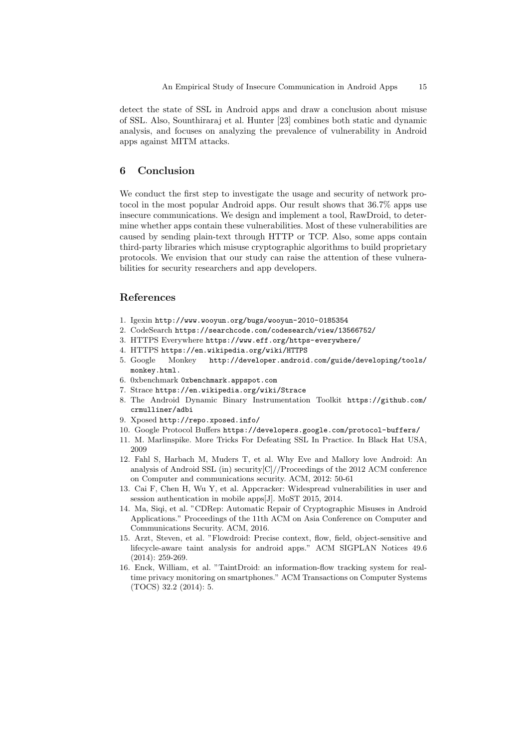detect the state of SSL in Android apps and draw a conclusion about misuse of SSL. Also, Sounthiraraj et al. Hunter [23] combines both static and dynamic analysis, and focuses on analyzing the prevalence of vulnerability in Android apps against MITM attacks.

## 6 Conclusion

We conduct the first step to investigate the usage and security of network protocol in the most popular Android apps. Our result shows that 36.7% apps use insecure communications. We design and implement a tool, RawDroid, to determine whether apps contain these vulnerabilities. Most of these vulnerabilities are caused by sending plain-text through HTTP or TCP. Also, some apps contain third-party libraries which misuse cryptographic algorithms to build proprietary protocols. We envision that our study can raise the attention of these vulnerabilities for security researchers and app developers.

## References

1. Igexin http://www.wooyun.org/bugs/wooyun-2010-0185354
2. CodeSearch https://searchcode.com/codesearch/view/13566752/
3. HTTPS Everywhere https://www.eff.org/https-everywhere/
4. HTTPS https://en.wikipedia.org/wiki/HTTPS
5. Google Monkey http://developer.android.com/guide/developing/tools/monkey.html.
6. 0xbenchmark 0xbenchmark.appspot.com
7. Strace https://en.wikipedia.org/wiki/Strace
8. The Android Dynamic Binary Instrumentation Toolkit https://github.com/crmulliner/adbi
9. Xposed http://repo.xposed.info/
10. Google Protocol Buffers https://developers.google.com/protocol-buffers/
11. M. Marlinspike. More Tricks For Defeating SSL In Practice. In Black Hat USA, 2009
12. Fahl S, Harbach M, Muders T, et al. Why Eve and Mallory love Android: An analysis of Android SSL (in) security[C]//Proceedings of the 2012 ACM conference on Computer and communications security. ACM, 2012: 50-61
13. Cai F, Chen H, Wu Y, et al. Appcracker: Widespread vulnerabilities in user and session authentication in mobile apps[J]. MoST 2015, 2014.
14. Ma, Siqi, et al. "CDRep: Automatic Repair of Cryptographic Misuses in Android Applications." Proceedings of the 11th ACM on Asia Conference on Computer and Communications Security. ACM, 2016.
15. Arzt, Steven, et al. "Flowdroid: Precise context, flow, field, object-sensitive and lifecycle-aware taint analysis for android apps." ACM SIGPLAN Notices 49.6 (2014): 259-269.
16. Enck, William, et al. "TaintDroid: an information-flow tracking system for real-time privacy monitoring on smartphones." ACM Transactions on Computer Systems (TOCS) 32.2 (2014): 5.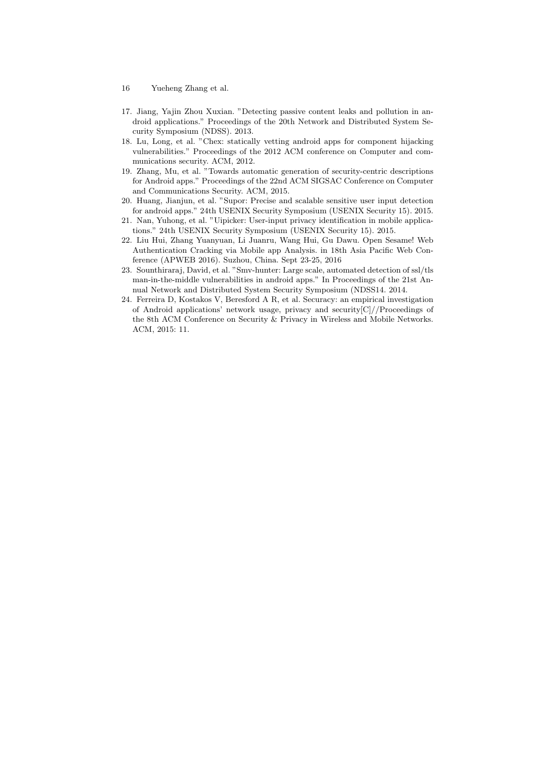17. Jiang, Yajin Zhou Xuxian. "Detecting passive content leaks and pollution in android applications." Proceedings of the 20th Network and Distributed System Security Symposium (NDSS). 2013.
18. Lu, Long, et al. "Chex: statically vetting android apps for component hijacking vulnerabilities." Proceedings of the 2012 ACM conference on Computer and communications security. ACM, 2012.
19. Zhang, Mu, et al. "Towards automatic generation of security-centric descriptions for Android apps." Proceedings of the 22nd ACM SIGSAC Conference on Computer and Communications Security. ACM, 2015.
20. Huang, Jianjun, et al. "Supor: Precise and scalable sensitive user input detection for android apps." 24th USENIX Security Symposium (USENIX Security 15). 2015.
21. Nan, Yuhong, et al. "Uipicker: User-input privacy identification in mobile applications." 24th USENIX Security Symposium (USENIX Security 15). 2015.
22. Liu Hui, Zhang Yuanyuan, Li Juanru, Wang Hui, Gu Dawu. Open Sesame! Web Authentication Cracking via Mobile app Analysis. in 18th Asia Pacific Web Conference (APWEB 2016). Suzhou, China. Sept 23-25, 2016
23. Sounthiraraj, David, et al. "Smv-hunter: Large scale, automated detection of ssl/tls man-in-the-middle vulnerabilities in android apps." In Proceedings of the 21st Annual Network and Distributed System Security Symposium (NDSS14. 2014.
24. Ferreira D, Kostakos V, Beresford A R, et al. Securacy: an empirical investigation of Android applications' network usage, privacy and security[C]//Proceedings of the 8th ACM Conference on Security & Privacy in Wireless and Mobile Networks. ACM, 2015: 11.